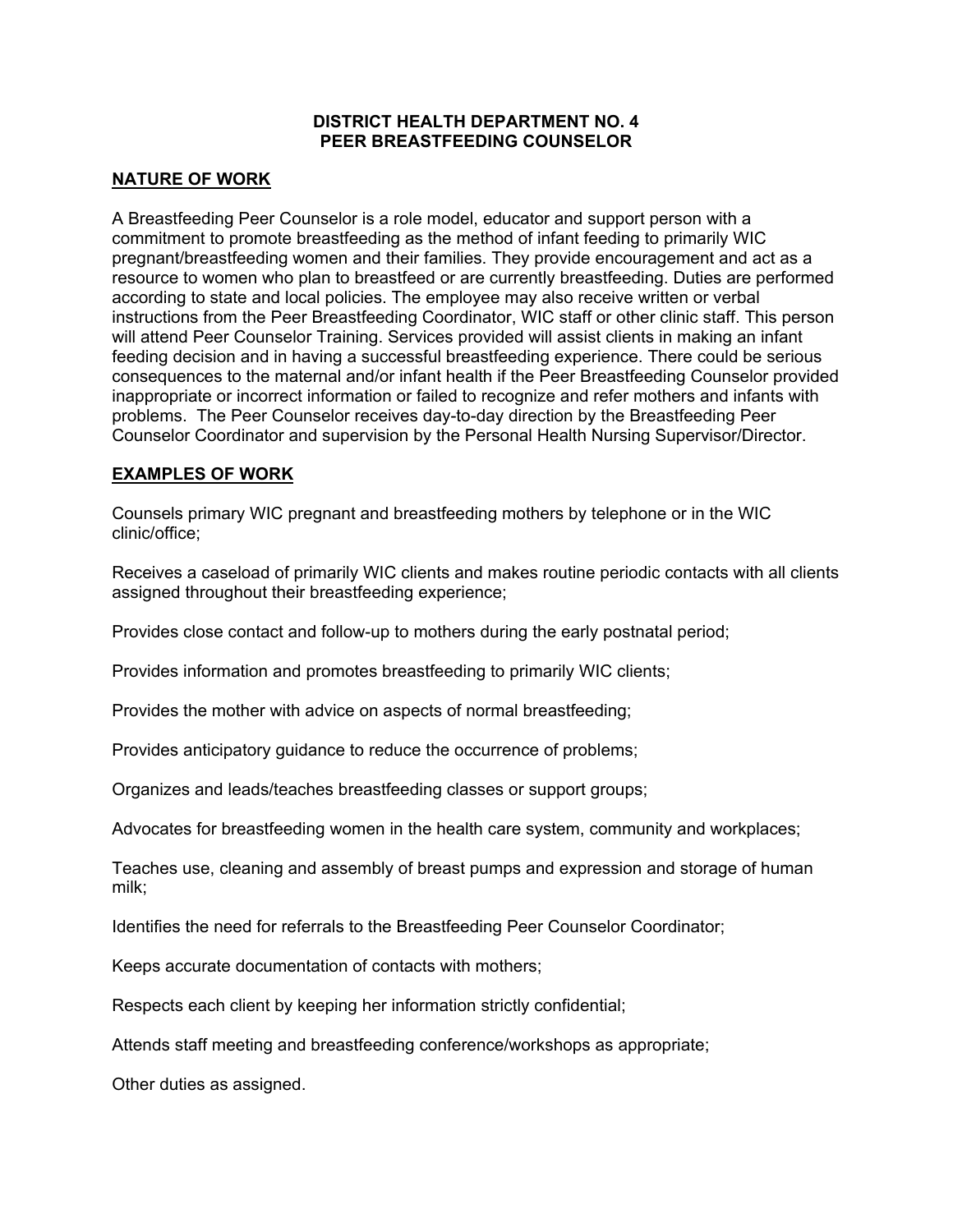# DISTRICT HEALTH DEPARTMENT NO. 4
# PEER BREASTFEEDING COUNSELOR

## NATURE OF WORK

A Breastfeeding Peer Counselor is a role model, educator and support person with a commitment to promote breastfeeding as the method of infant feeding to primarily WIC pregnant/breastfeeding women and their families. They provide encouragement and act as a resource to women who plan to breastfeed or are currently breastfeeding. Duties are performed according to state and local policies. The employee may also receive written or verbal instructions from the Peer Breastfeeding Coordinator, WIC staff or other clinic staff. This person will attend Peer Counselor Training. Services provided will assist clients in making an infant feeding decision and in having a successful breastfeeding experience. There could be serious consequences to the maternal and/or infant health if the Peer Breastfeeding Counselor provided inappropriate or incorrect information or failed to recognize and refer mothers and infants with problems. The Peer Counselor receives day-to-day direction by the Breastfeeding Peer Counselor Coordinator and supervision by the Personal Health Nursing Supervisor/Director.

## EXAMPLES OF WORK

Counsels primary WIC pregnant and breastfeeding mothers by telephone or in the WIC clinic/office;

Receives a caseload of primarily WIC clients and makes routine periodic contacts with all clients assigned throughout their breastfeeding experience;

Provides close contact and follow-up to mothers during the early postnatal period;

Provides information and promotes breastfeeding to primarily WIC clients;

Provides the mother with advice on aspects of normal breastfeeding;

Provides anticipatory guidance to reduce the occurrence of problems;

Organizes and leads/teaches breastfeeding classes or support groups;

Advocates for breastfeeding women in the health care system, community and workplaces;

Teaches use, cleaning and assembly of breast pumps and expression and storage of human milk;

Identifies the need for referrals to the Breastfeeding Peer Counselor Coordinator;

Keeps accurate documentation of contacts with mothers;

Respects each client by keeping her information strictly confidential;

Attends staff meeting and breastfeeding conference/workshops as appropriate;

Other duties as assigned.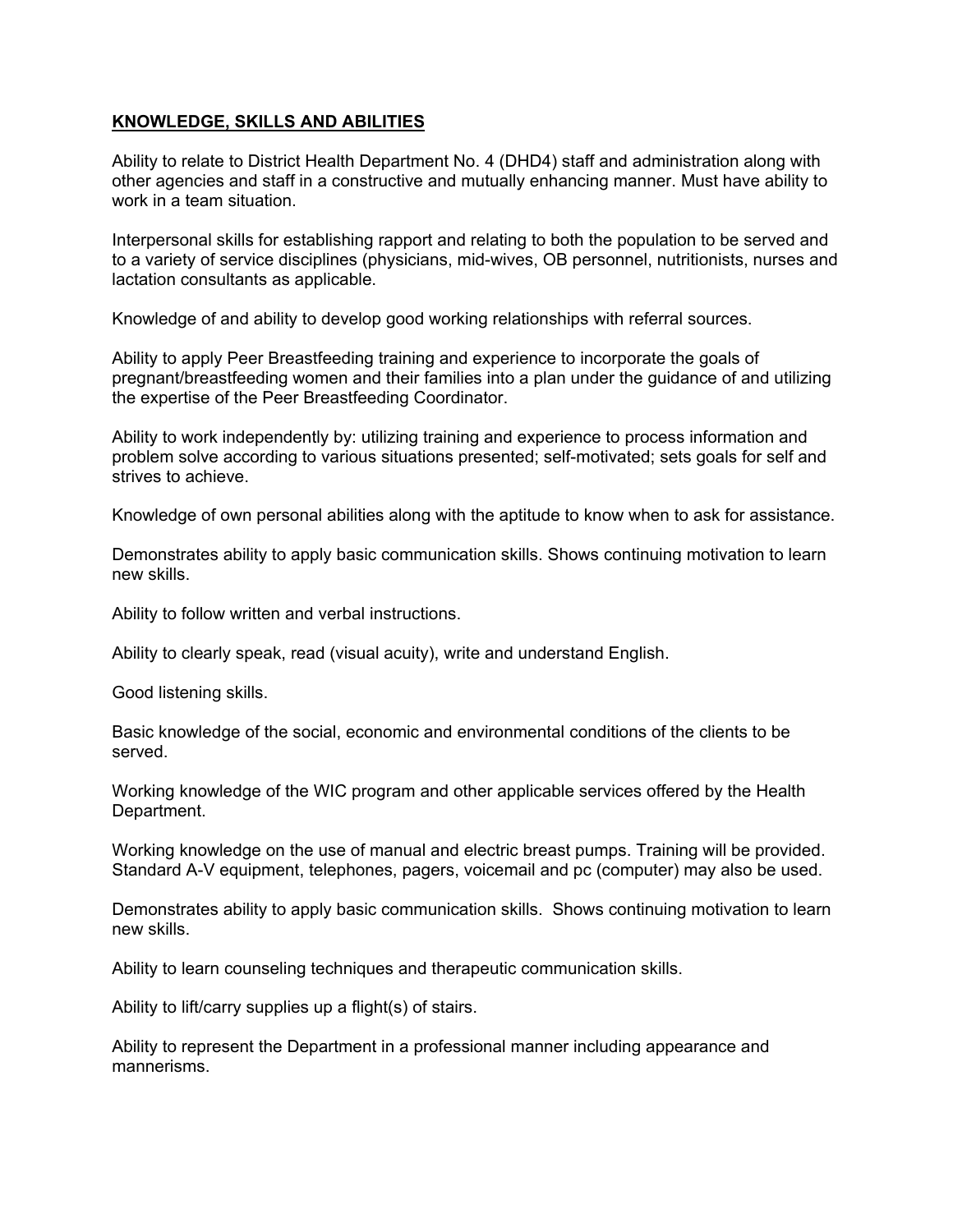## KNOWLEDGE, SKILLS AND ABILITIES

Ability to relate to District Health Department No. 4 (DHD4) staff and administration along with other agencies and staff in a constructive and mutually enhancing manner. Must have ability to work in a team situation.

Interpersonal skills for establishing rapport and relating to both the population to be served and to a variety of service disciplines (physicians, mid-wives, OB personnel, nutritionists, nurses and lactation consultants as applicable.

Knowledge of and ability to develop good working relationships with referral sources.

Ability to apply Peer Breastfeeding training and experience to incorporate the goals of pregnant/breastfeeding women and their families into a plan under the guidance of and utilizing the expertise of the Peer Breastfeeding Coordinator.

Ability to work independently by: utilizing training and experience to process information and problem solve according to various situations presented; self-motivated; sets goals for self and strives to achieve.

Knowledge of own personal abilities along with the aptitude to know when to ask for assistance.

Demonstrates ability to apply basic communication skills. Shows continuing motivation to learn new skills.

Ability to follow written and verbal instructions.

Ability to clearly speak, read (visual acuity), write and understand English.

Good listening skills.

Basic knowledge of the social, economic and environmental conditions of the clients to be served.

Working knowledge of the WIC program and other applicable services offered by the Health Department.

Working knowledge on the use of manual and electric breast pumps. Training will be provided. Standard A-V equipment, telephones, pagers, voicemail and pc (computer) may also be used.

Demonstrates ability to apply basic communication skills. Shows continuing motivation to learn new skills.

Ability to learn counseling techniques and therapeutic communication skills.

Ability to lift/carry supplies up a flight(s) of stairs.

Ability to represent the Department in a professional manner including appearance and mannerisms.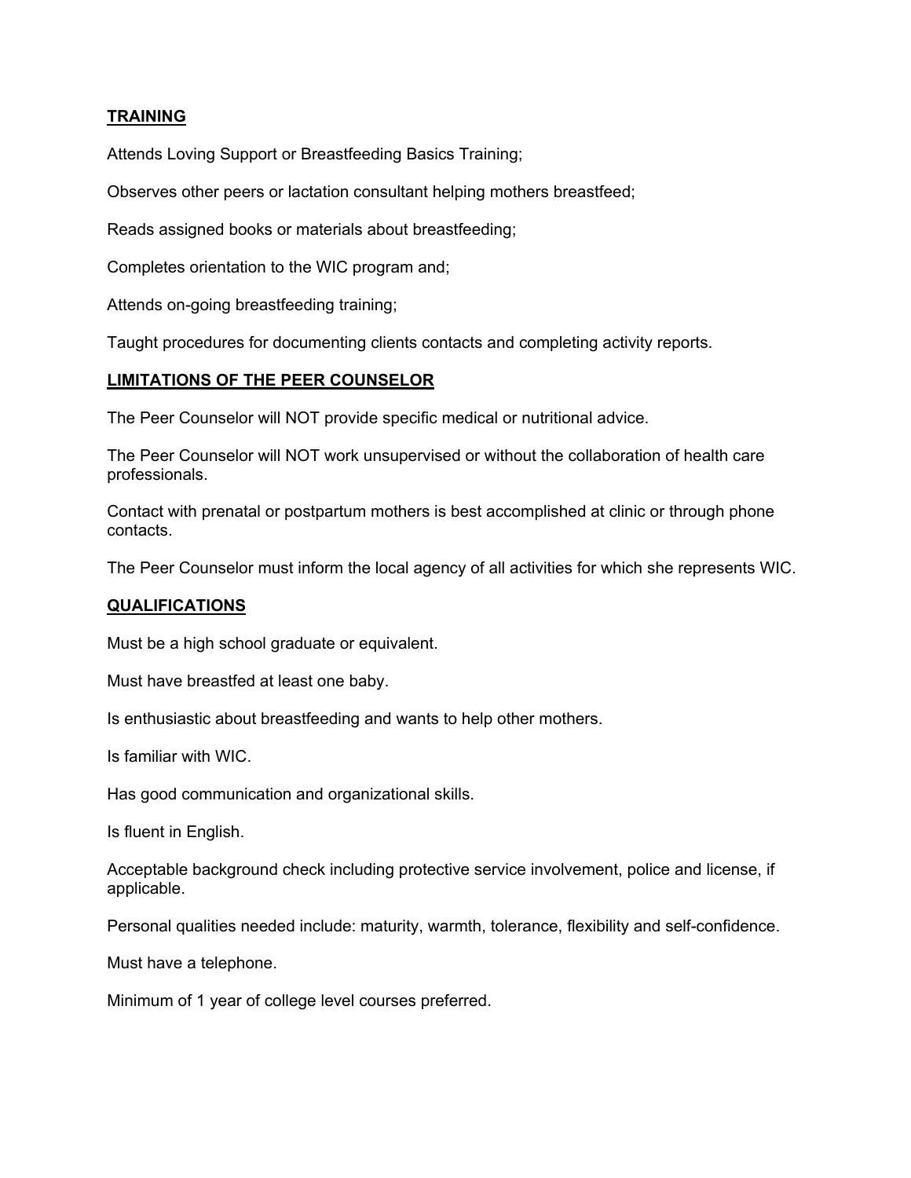## TRAINING

Attends Loving Support or Breastfeeding Basics Training;

Observes other peers or lactation consultant helping mothers breastfeed;

Reads assigned books or materials about breastfeeding;

Completes orientation to the WIC program and;

Attends on-going breastfeeding training;

Taught procedures for documenting clients contacts and completing activity reports.

## LIMITATIONS OF THE PEER COUNSELOR

The Peer Counselor will NOT provide specific medical or nutritional advice.

The Peer Counselor will NOT work unsupervised or without the collaboration of health care professionals.

Contact with prenatal or postpartum mothers is best accomplished at clinic or through phone contacts.

The Peer Counselor must inform the local agency of all activities for which she represents WIC.

## QUALIFICATIONS

Must be a high school graduate or equivalent.

Must have breastfed at least one baby.

Is enthusiastic about breastfeeding and wants to help other mothers.

Is familiar with WIC.

Has good communication and organizational skills.

Is fluent in English.

Acceptable background check including protective service involvement, police and license, if applicable.

Personal qualities needed include: maturity, warmth, tolerance, flexibility and self-confidence.

Must have a telephone.

Minimum of 1 year of college level courses preferred.